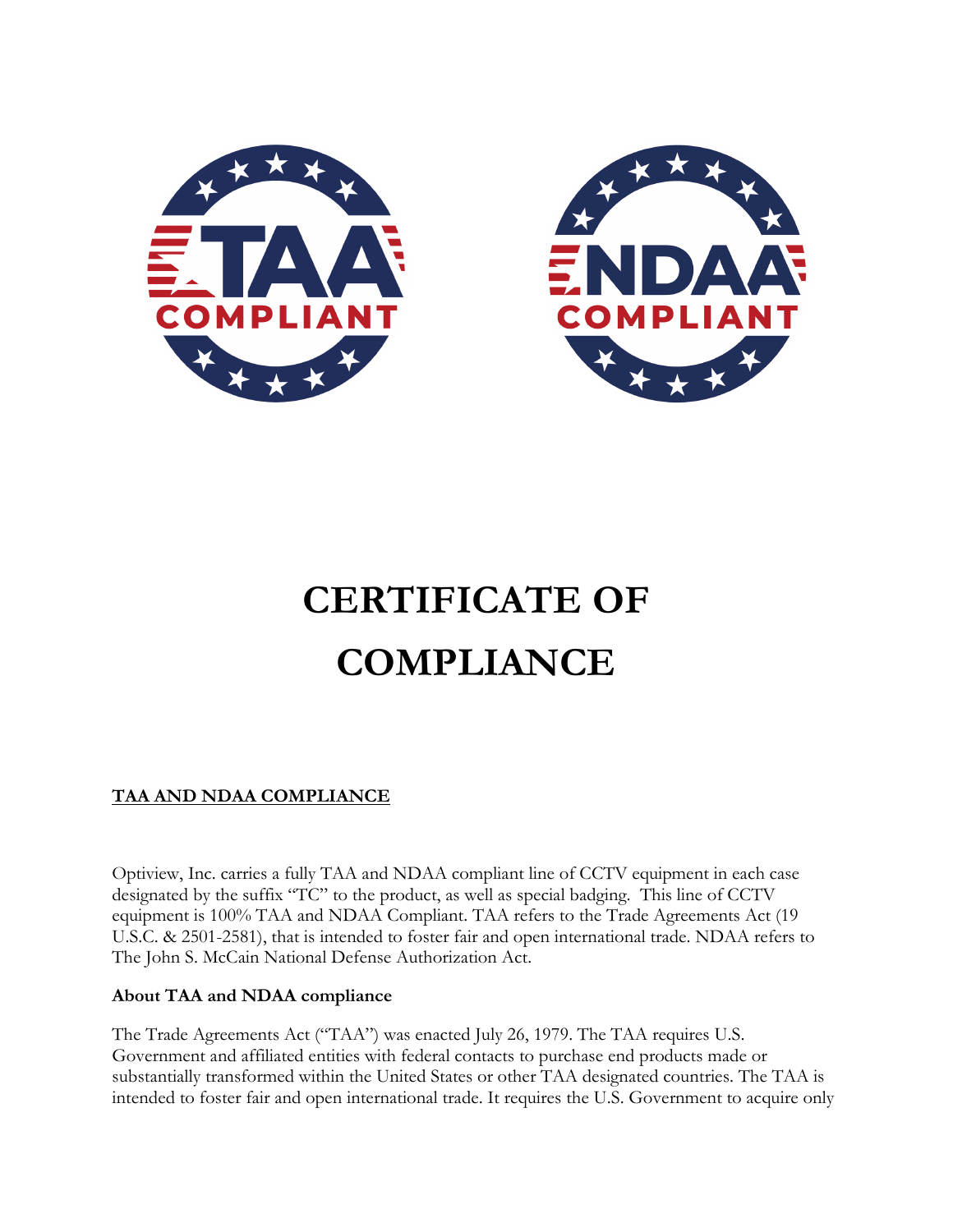TAA COMPLIANT

NDAA COMPLIANT

# CERTIFICATE OF COMPLIANCE

## TAA AND NDAA COMPLIANCE

Optiview, Inc. carries a fully TAA and NDAA compliant line of CCTV equipment in each case designated by the suffix "TC" to the product, as well as special badging. This line of CCTV equipment is 100% TAA and NDAA Compliant. TAA refers to the Trade Agreements Act (19 U.S.C. & 2501-2581), that is intended to foster fair and open international trade. NDAA refers to The John S. McCain National Defense Authorization Act.

**About TAA and NDAA compliance**

The Trade Agreements Act ("TAA") was enacted July 26, 1979. The TAA requires U.S. Government and affiliated entities with federal contacts to purchase end products made or substantially transformed within the United States or other TAA designated countries. The TAA is intended to foster fair and open international trade. It requires the U.S. Government to acquire only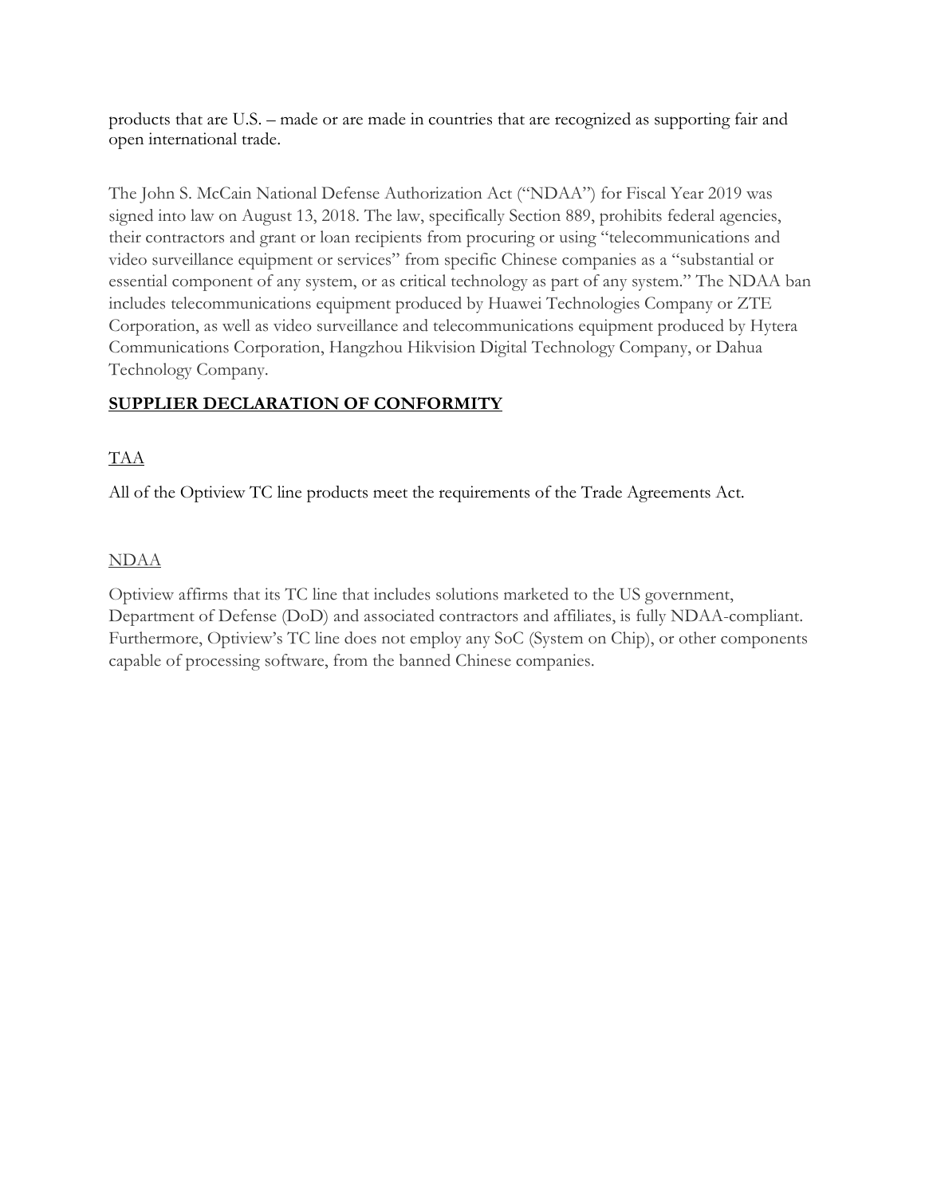products that are U.S. – made or are made in countries that are recognized as supporting fair and open international trade.

The John S. McCain National Defense Authorization Act ("NDAA") for Fiscal Year 2019 was signed into law on August 13, 2018. The law, specifically Section 889, prohibits federal agencies, their contractors and grant or loan recipients from procuring or using "telecommunications and video surveillance equipment or services" from specific Chinese companies as a "substantial or essential component of any system, or as critical technology as part of any system." The NDAA ban includes telecommunications equipment produced by Huawei Technologies Company or ZTE Corporation, as well as video surveillance and telecommunications equipment produced by Hytera Communications Corporation, Hangzhou Hikvision Digital Technology Company, or Dahua Technology Company.

## SUPPLIER DECLARATION OF CONFORMITY

### TAA

All of the Optiview TC line products meet the requirements of the Trade Agreements Act.

### NDAA

Optiview affirms that its TC line that includes solutions marketed to the US government, Department of Defense (DoD) and associated contractors and affiliates, is fully NDAA-compliant. Furthermore, Optiview's TC line does not employ any SoC (System on Chip), or other components capable of processing software, from the banned Chinese companies.